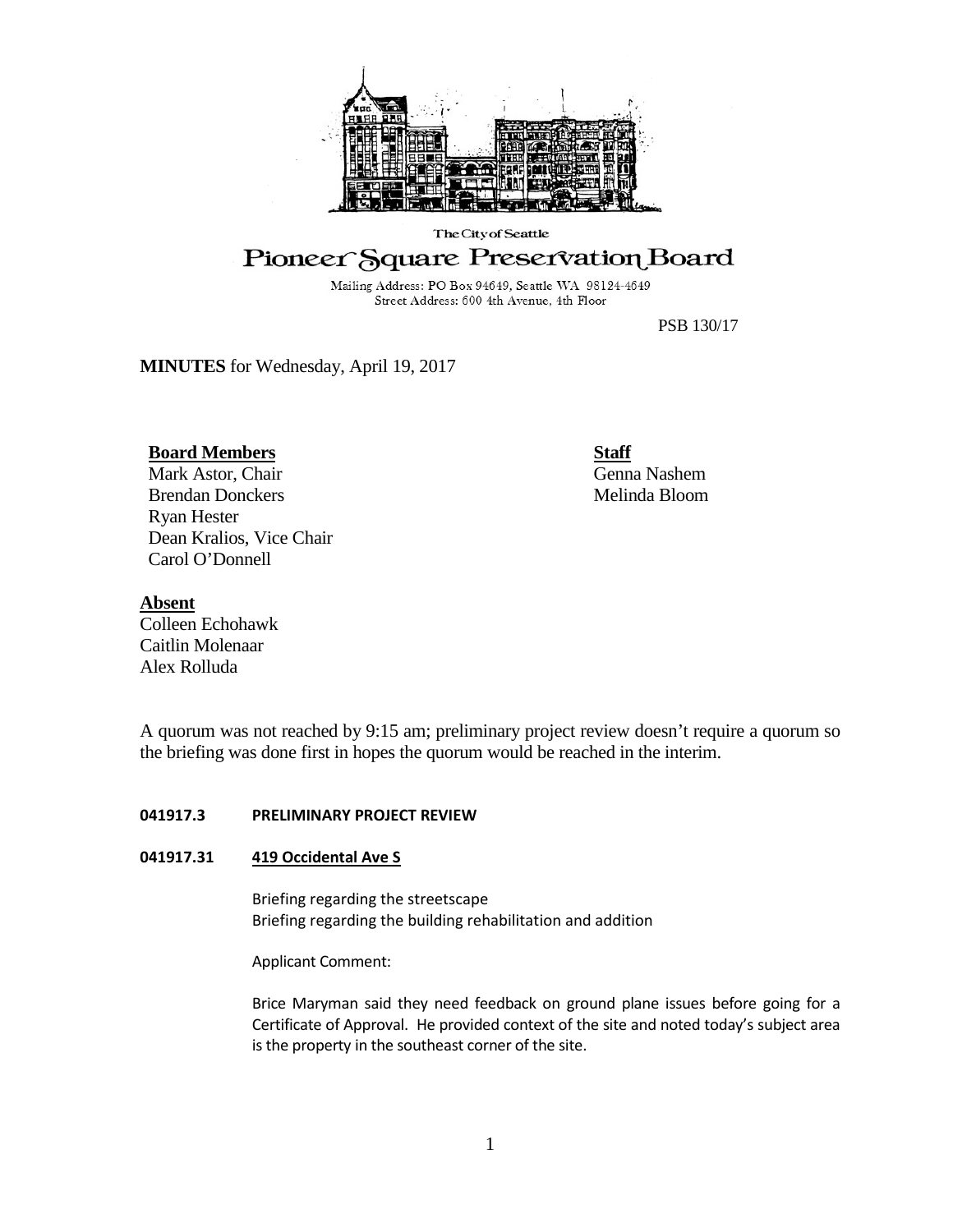The City of Seattle

# Pioneer Square Preservation Board

Mailing Address: PO Box 94649, Seattle WA 98124-4649
Street Address: 600 4th Avenue, 4th Floor

PSB 130/17

**MINUTES** for Wednesday, April 19, 2017

**Board Members**
Mark Astor, Chair
Brendan Donckers
Ryan Hester
Dean Kralios, Vice Chair
Carol O'Donnell

**Staff**
Genna Nashem
Melinda Bloom

**Absent**
Colleen Echohawk
Caitlin Molenaar
Alex Rolluda

A quorum was not reached by 9:15 am; preliminary project review doesn't require a quorum so the briefing was done first in hopes the quorum would be reached in the interim.

**041917.3 PRELIMINARY PROJECT REVIEW**

**041917.31 419 Occidental Ave S**

Briefing regarding the streetscape
Briefing regarding the building rehabilitation and addition

Applicant Comment:

Brice Maryman said they need feedback on ground plane issues before going for a Certificate of Approval. He provided context of the site and noted today's subject area is the property in the southeast corner of the site.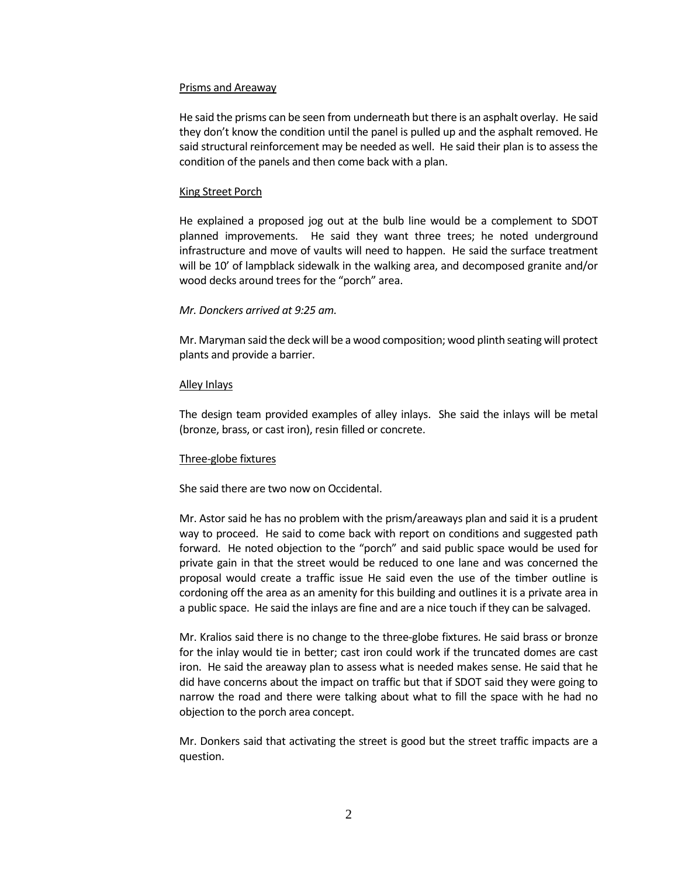Prisms and Areaway

He said the prisms can be seen from underneath but there is an asphalt overlay. He said they don't know the condition until the panel is pulled up and the asphalt removed. He said structural reinforcement may be needed as well. He said their plan is to assess the condition of the panels and then come back with a plan.

King Street Porch

He explained a proposed jog out at the bulb line would be a complement to SDOT planned improvements. He said they want three trees; he noted underground infrastructure and move of vaults will need to happen. He said the surface treatment will be 10' of lampblack sidewalk in the walking area, and decomposed granite and/or wood decks around trees for the "porch" area.

*Mr. Donckers arrived at 9:25 am.*

Mr. Maryman said the deck will be a wood composition; wood plinth seating will protect plants and provide a barrier.

Alley Inlays

The design team provided examples of alley inlays. She said the inlays will be metal (bronze, brass, or cast iron), resin filled or concrete.

Three-globe fixtures

She said there are two now on Occidental.

Mr. Astor said he has no problem with the prism/areaways plan and said it is a prudent way to proceed. He said to come back with report on conditions and suggested path forward. He noted objection to the "porch" and said public space would be used for private gain in that the street would be reduced to one lane and was concerned the proposal would create a traffic issue He said even the use of the timber outline is cordoning off the area as an amenity for this building and outlines it is a private area in a public space. He said the inlays are fine and are a nice touch if they can be salvaged.

Mr. Kralios said there is no change to the three-globe fixtures. He said brass or bronze for the inlay would tie in better; cast iron could work if the truncated domes are cast iron. He said the areaway plan to assess what is needed makes sense. He said that he did have concerns about the impact on traffic but that if SDOT said they were going to narrow the road and there were talking about what to fill the space with he had no objection to the porch area concept.

Mr. Donkers said that activating the street is good but the street traffic impacts are a question.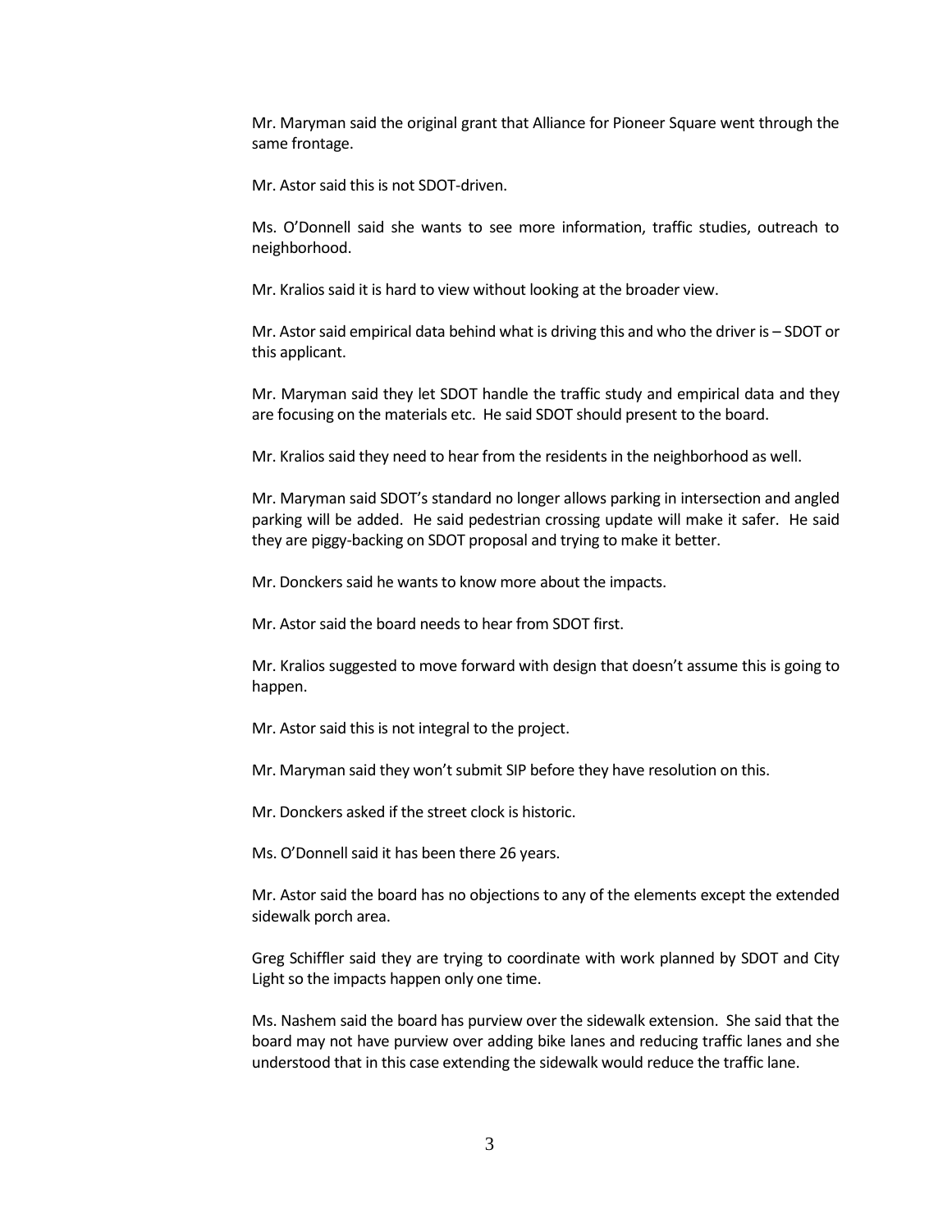Mr. Maryman said the original grant that Alliance for Pioneer Square went through the same frontage.

Mr. Astor said this is not SDOT-driven.

Ms. O'Donnell said she wants to see more information, traffic studies, outreach to neighborhood.

Mr. Kralios said it is hard to view without looking at the broader view.

Mr. Astor said empirical data behind what is driving this and who the driver is – SDOT or this applicant.

Mr. Maryman said they let SDOT handle the traffic study and empirical data and they are focusing on the materials etc. He said SDOT should present to the board.

Mr. Kralios said they need to hear from the residents in the neighborhood as well.

Mr. Maryman said SDOT's standard no longer allows parking in intersection and angled parking will be added. He said pedestrian crossing update will make it safer. He said they are piggy-backing on SDOT proposal and trying to make it better.

Mr. Donckers said he wants to know more about the impacts.

Mr. Astor said the board needs to hear from SDOT first.

Mr. Kralios suggested to move forward with design that doesn't assume this is going to happen.

Mr. Astor said this is not integral to the project.

Mr. Maryman said they won't submit SIP before they have resolution on this.

Mr. Donckers asked if the street clock is historic.

Ms. O'Donnell said it has been there 26 years.

Mr. Astor said the board has no objections to any of the elements except the extended sidewalk porch area.

Greg Schiffler said they are trying to coordinate with work planned by SDOT and City Light so the impacts happen only one time.

Ms. Nashem said the board has purview over the sidewalk extension. She said that the board may not have purview over adding bike lanes and reducing traffic lanes and she understood that in this case extending the sidewalk would reduce the traffic lane.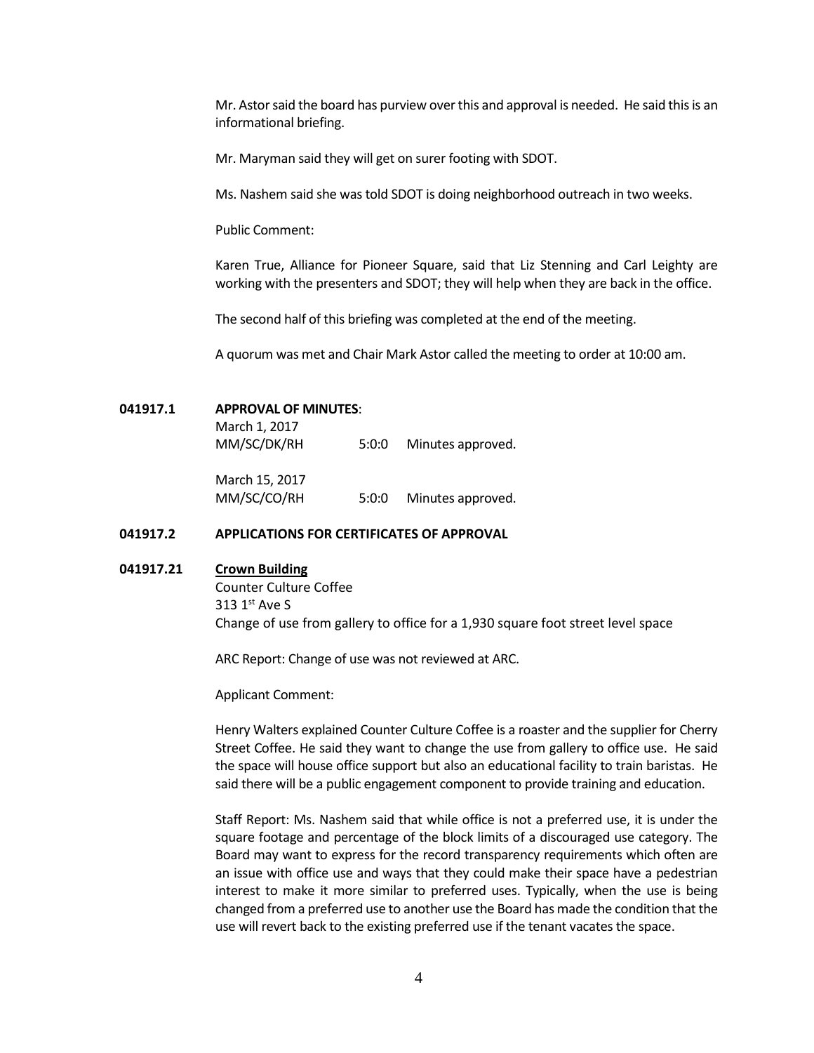Mr. Astor said the board has purview over this and approval is needed. He said this is an informational briefing.

Mr. Maryman said they will get on surer footing with SDOT.

Ms. Nashem said she was told SDOT is doing neighborhood outreach in two weeks.

Public Comment:

Karen True, Alliance for Pioneer Square, said that Liz Stenning and Carl Leighty are working with the presenters and SDOT; they will help when they are back in the office.

The second half of this briefing was completed at the end of the meeting.

A quorum was met and Chair Mark Astor called the meeting to order at 10:00 am.

**041917.1 APPROVAL OF MINUTES**:

March 1, 2017
MM/SC/DK/RH 5:0:0 Minutes approved.

March 15, 2017
MM/SC/CO/RH 5:0:0 Minutes approved.

**041917.2 APPLICATIONS FOR CERTIFICATES OF APPROVAL**

**041917.21 <u>Crown Building</u>**

Counter Culture Coffee
313 1st Ave S
Change of use from gallery to office for a 1,930 square foot street level space

ARC Report: Change of use was not reviewed at ARC.

Applicant Comment:

Henry Walters explained Counter Culture Coffee is a roaster and the supplier for Cherry Street Coffee. He said they want to change the use from gallery to office use. He said the space will house office support but also an educational facility to train baristas. He said there will be a public engagement component to provide training and education.

Staff Report: Ms. Nashem said that while office is not a preferred use, it is under the square footage and percentage of the block limits of a discouraged use category. The Board may want to express for the record transparency requirements which often are an issue with office use and ways that they could make their space have a pedestrian interest to make it more similar to preferred uses. Typically, when the use is being changed from a preferred use to another use the Board has made the condition that the use will revert back to the existing preferred use if the tenant vacates the space.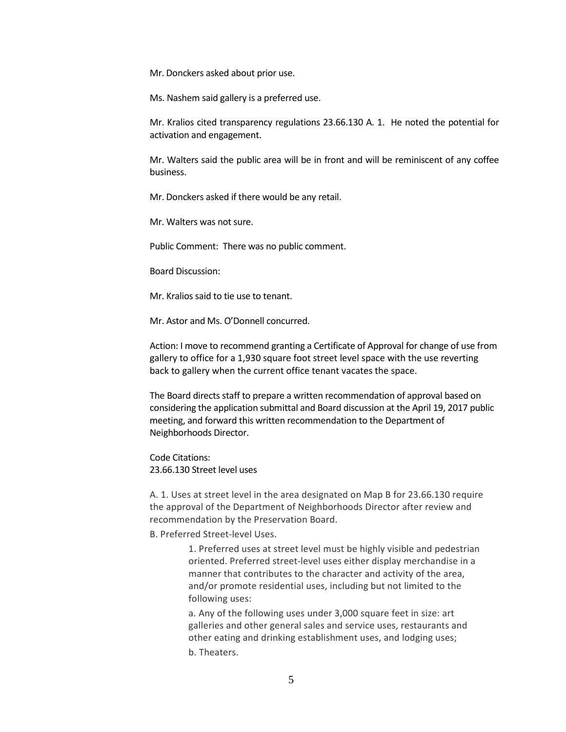Mr. Donckers asked about prior use.

Ms. Nashem said gallery is a preferred use.

Mr. Kralios cited transparency regulations 23.66.130 A. 1. He noted the potential for activation and engagement.

Mr. Walters said the public area will be in front and will be reminiscent of any coffee business.

Mr. Donckers asked if there would be any retail.

Mr. Walters was not sure.

Public Comment: There was no public comment.

Board Discussion:

Mr. Kralios said to tie use to tenant.

Mr. Astor and Ms. O'Donnell concurred.

Action: I move to recommend granting a Certificate of Approval for change of use from gallery to office for a 1,930 square foot street level space with the use reverting back to gallery when the current office tenant vacates the space.

The Board directs staff to prepare a written recommendation of approval based on considering the application submittal and Board discussion at the April 19, 2017 public meeting, and forward this written recommendation to the Department of Neighborhoods Director.

Code Citations:
23.66.130 Street level uses

A. 1. Uses at street level in the area designated on Map B for 23.66.130 require the approval of the Department of Neighborhoods Director after review and recommendation by the Preservation Board.

B. Preferred Street-level Uses.

> 1. Preferred uses at street level must be highly visible and pedestrian oriented. Preferred street-level uses either display merchandise in a manner that contributes to the character and activity of the area, and/or promote residential uses, including but not limited to the following uses:
>
> a. Any of the following uses under 3,000 square feet in size: art galleries and other general sales and service uses, restaurants and other eating and drinking establishment uses, and lodging uses;
>
> b. Theaters.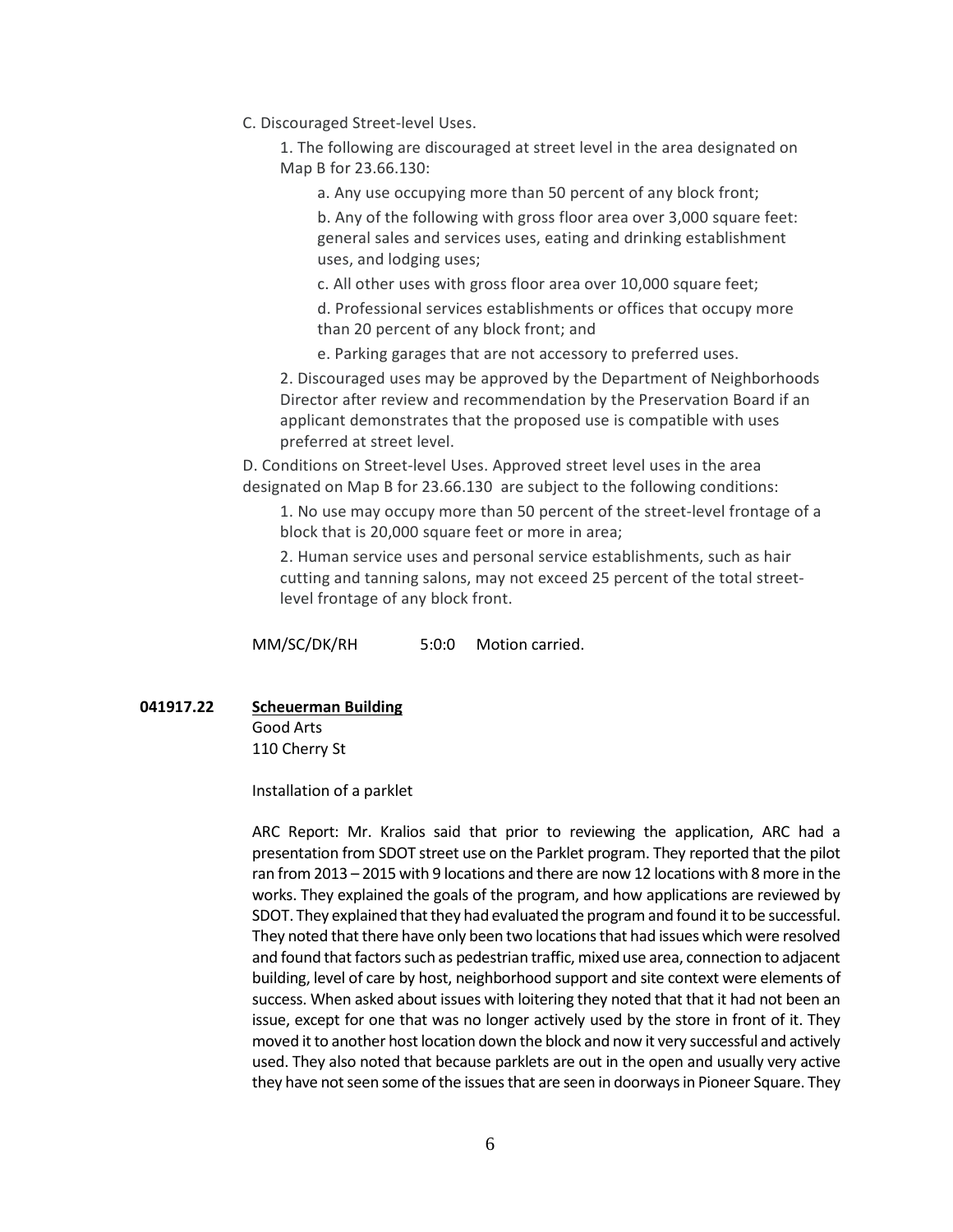C. Discouraged Street-level Uses.

1. The following are discouraged at street level in the area designated on Map B for 23.66.130:

a. Any use occupying more than 50 percent of any block front;

b. Any of the following with gross floor area over 3,000 square feet: general sales and services uses, eating and drinking establishment uses, and lodging uses;

c. All other uses with gross floor area over 10,000 square feet;

d. Professional services establishments or offices that occupy more than 20 percent of any block front; and

e. Parking garages that are not accessory to preferred uses.

2. Discouraged uses may be approved by the Department of Neighborhoods Director after review and recommendation by the Preservation Board if an applicant demonstrates that the proposed use is compatible with uses preferred at street level.

D. Conditions on Street-level Uses. Approved street level uses in the area designated on Map B for 23.66.130 are subject to the following conditions:

1. No use may occupy more than 50 percent of the street-level frontage of a block that is 20,000 square feet or more in area;

2. Human service uses and personal service establishments, such as hair cutting and tanning salons, may not exceed 25 percent of the total street-level frontage of any block front.

MM/SC/DK/RH 5:0:0 Motion carried.

**041917.22** **Scheuerman Building**
Good Arts
110 Cherry St

Installation of a parklet

ARC Report: Mr. Kralios said that prior to reviewing the application, ARC had a presentation from SDOT street use on the Parklet program. They reported that the pilot ran from 2013 – 2015 with 9 locations and there are now 12 locations with 8 more in the works. They explained the goals of the program, and how applications are reviewed by SDOT. They explained that they had evaluated the program and found it to be successful. They noted that there have only been two locations that had issues which were resolved and found that factors such as pedestrian traffic, mixed use area, connection to adjacent building, level of care by host, neighborhood support and site context were elements of success. When asked about issues with loitering they noted that that it had not been an issue, except for one that was no longer actively used by the store in front of it. They moved it to another host location down the block and now it very successful and actively used. They also noted that because parklets are out in the open and usually very active they have not seen some of the issues that are seen in doorways in Pioneer Square. They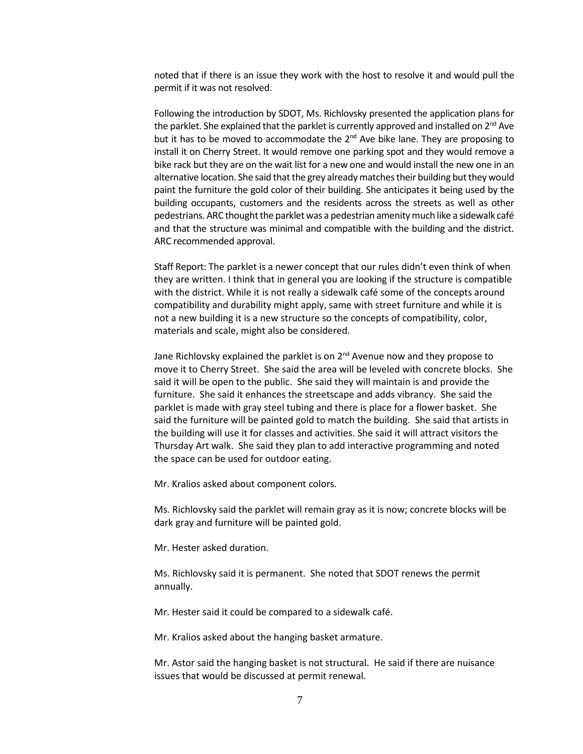noted that if there is an issue they work with the host to resolve it and would pull the permit if it was not resolved.

Following the introduction by SDOT, Ms. Richlovsky presented the application plans for the parklet. She explained that the parklet is currently approved and installed on 2nd Ave but it has to be moved to accommodate the 2nd Ave bike lane. They are proposing to install it on Cherry Street. It would remove one parking spot and they would remove a bike rack but they are on the wait list for a new one and would install the new one in an alternative location. She said that the grey already matches their building but they would paint the furniture the gold color of their building. She anticipates it being used by the building occupants, customers and the residents across the streets as well as other pedestrians. ARC thought the parklet was a pedestrian amenity much like a sidewalk café and that the structure was minimal and compatible with the building and the district. ARC recommended approval.

Staff Report: The parklet is a newer concept that our rules didn't even think of when they are written. I think that in general you are looking if the structure is compatible with the district. While it is not really a sidewalk café some of the concepts around compatibility and durability might apply, same with street furniture and while it is not a new building it is a new structure so the concepts of compatibility, color, materials and scale, might also be considered.

Jane Richlovsky explained the parklet is on 2nd Avenue now and they propose to move it to Cherry Street. She said the area will be leveled with concrete blocks. She said it will be open to the public. She said they will maintain is and provide the furniture. She said it enhances the streetscape and adds vibrancy. She said the parklet is made with gray steel tubing and there is place for a flower basket. She said the furniture will be painted gold to match the building. She said that artists in the building will use it for classes and activities. She said it will attract visitors the Thursday Art walk. She said they plan to add interactive programming and noted the space can be used for outdoor eating.

Mr. Kralios asked about component colors.

Ms. Richlovsky said the parklet will remain gray as it is now; concrete blocks will be dark gray and furniture will be painted gold.

Mr. Hester asked duration.

Ms. Richlovsky said it is permanent. She noted that SDOT renews the permit annually.

Mr. Hester said it could be compared to a sidewalk café.

Mr. Kralios asked about the hanging basket armature.

Mr. Astor said the hanging basket is not structural. He said if there are nuisance issues that would be discussed at permit renewal.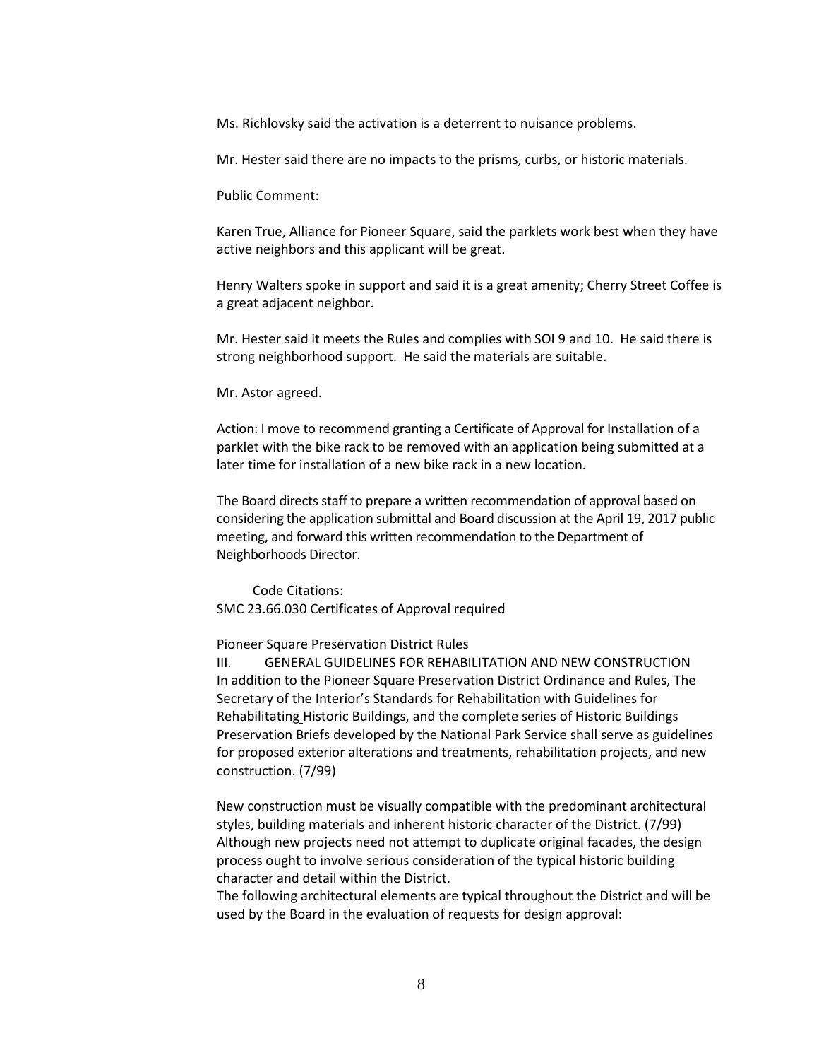Ms. Richlovsky said the activation is a deterrent to nuisance problems.

Mr. Hester said there are no impacts to the prisms, curbs, or historic materials.

Public Comment:

Karen True, Alliance for Pioneer Square, said the parklets work best when they have active neighbors and this applicant will be great.

Henry Walters spoke in support and said it is a great amenity; Cherry Street Coffee is a great adjacent neighbor.

Mr. Hester said it meets the Rules and complies with SOI 9 and 10. He said there is strong neighborhood support. He said the materials are suitable.

Mr. Astor agreed.

Action: I move to recommend granting a Certificate of Approval for Installation of a parklet with the bike rack to be removed with an application being submitted at a later time for installation of a new bike rack in a new location.

The Board directs staff to prepare a written recommendation of approval based on considering the application submittal and Board discussion at the April 19, 2017 public meeting, and forward this written recommendation to the Department of Neighborhoods Director.

Code Citations:
SMC 23.66.030 Certificates of Approval required

Pioneer Square Preservation District Rules
III. GENERAL GUIDELINES FOR REHABILITATION AND NEW CONSTRUCTION
In addition to the Pioneer Square Preservation District Ordinance and Rules, The Secretary of the Interior's Standards for Rehabilitation with Guidelines for Rehabilitating Historic Buildings, and the complete series of Historic Buildings Preservation Briefs developed by the National Park Service shall serve as guidelines for proposed exterior alterations and treatments, rehabilitation projects, and new construction. (7/99)

New construction must be visually compatible with the predominant architectural styles, building materials and inherent historic character of the District. (7/99) Although new projects need not attempt to duplicate original facades, the design process ought to involve serious consideration of the typical historic building character and detail within the District.
The following architectural elements are typical throughout the District and will be used by the Board in the evaluation of requests for design approval: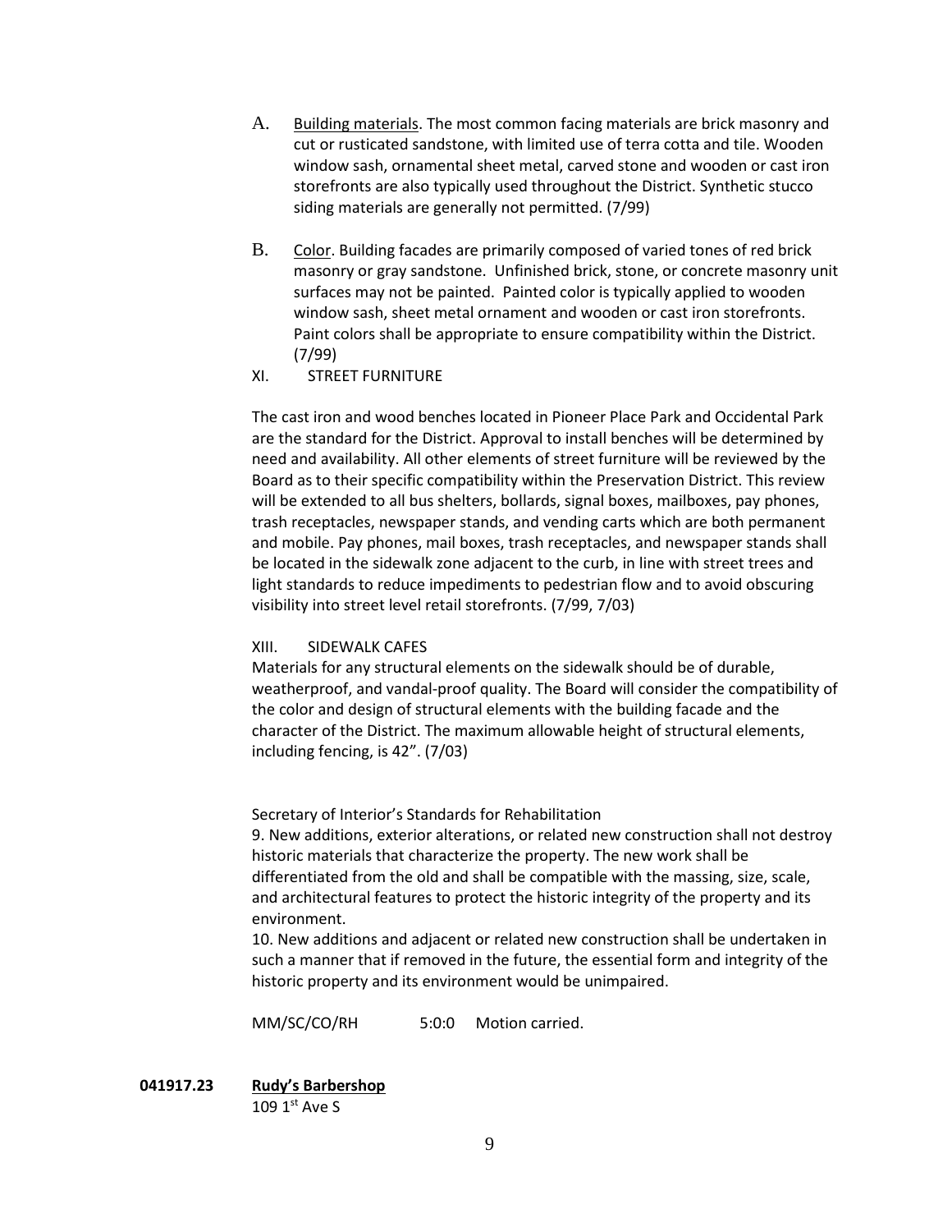A. Building materials. The most common facing materials are brick masonry and cut or rusticated sandstone, with limited use of terra cotta and tile. Wooden window sash, ornamental sheet metal, carved stone and wooden or cast iron storefronts are also typically used throughout the District. Synthetic stucco siding materials are generally not permitted. (7/99)

B. Color. Building facades are primarily composed of varied tones of red brick masonry or gray sandstone. Unfinished brick, stone, or concrete masonry unit surfaces may not be painted. Painted color is typically applied to wooden window sash, sheet metal ornament and wooden or cast iron storefronts. Paint colors shall be appropriate to ensure compatibility within the District. (7/99)

XI. STREET FURNITURE

The cast iron and wood benches located in Pioneer Place Park and Occidental Park are the standard for the District. Approval to install benches will be determined by need and availability. All other elements of street furniture will be reviewed by the Board as to their specific compatibility within the Preservation District. This review will be extended to all bus shelters, bollards, signal boxes, mailboxes, pay phones, trash receptacles, newspaper stands, and vending carts which are both permanent and mobile. Pay phones, mail boxes, trash receptacles, and newspaper stands shall be located in the sidewalk zone adjacent to the curb, in line with street trees and light standards to reduce impediments to pedestrian flow and to avoid obscuring visibility into street level retail storefronts. (7/99, 7/03)

XIII. SIDEWALK CAFES

Materials for any structural elements on the sidewalk should be of durable, weatherproof, and vandal-proof quality. The Board will consider the compatibility of the color and design of structural elements with the building facade and the character of the District. The maximum allowable height of structural elements, including fencing, is 42". (7/03)

Secretary of Interior's Standards for Rehabilitation

9. New additions, exterior alterations, or related new construction shall not destroy historic materials that characterize the property. The new work shall be differentiated from the old and shall be compatible with the massing, size, scale, and architectural features to protect the historic integrity of the property and its environment.

10. New additions and adjacent or related new construction shall be undertaken in such a manner that if removed in the future, the essential form and integrity of the historic property and its environment would be unimpaired.

MM/SC/CO/RH 5:0:0 Motion carried.

**041917.23** **Rudy's Barbershop**
109 1st Ave S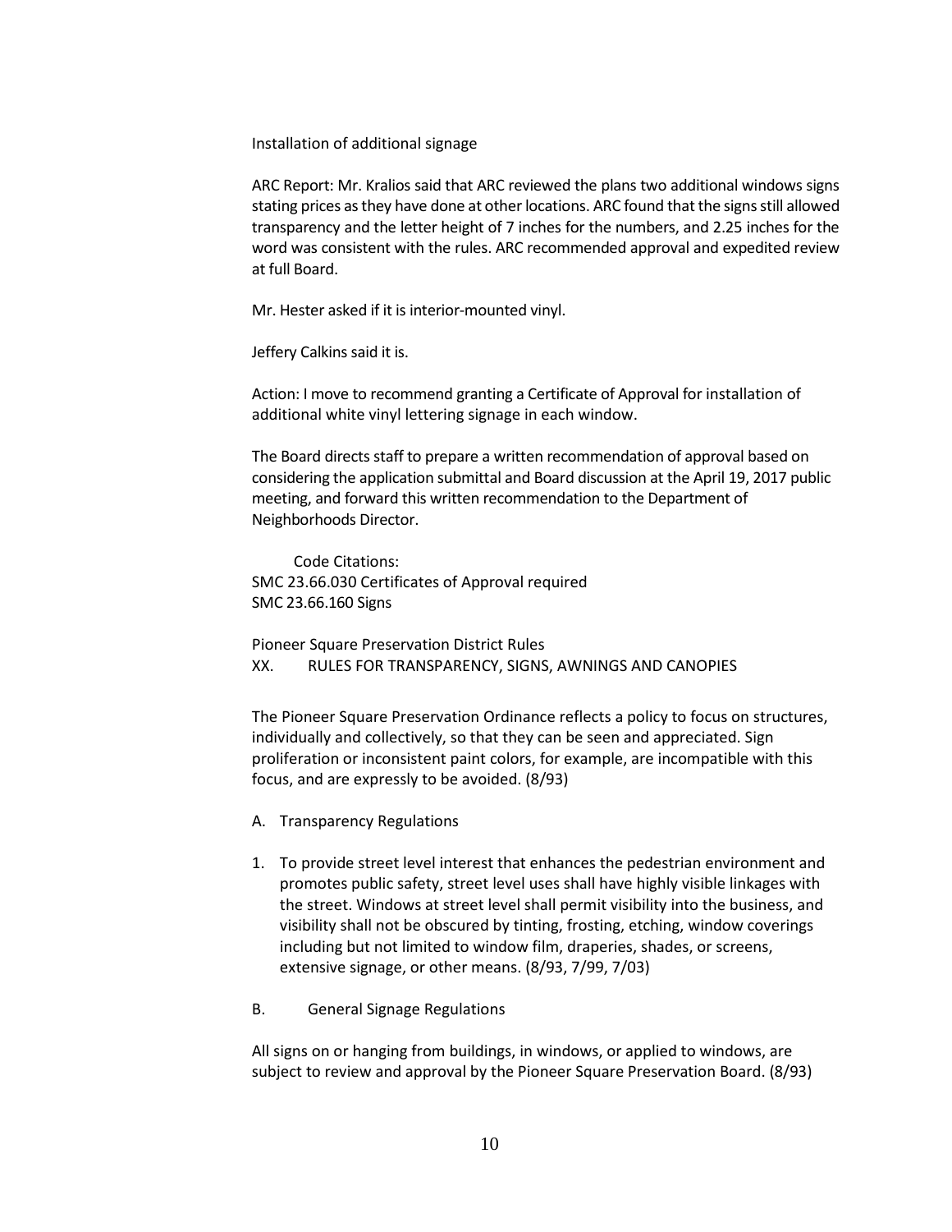Installation of additional signage

ARC Report: Mr. Kralios said that ARC reviewed the plans two additional windows signs stating prices as they have done at other locations. ARC found that the signs still allowed transparency and the letter height of 7 inches for the numbers, and 2.25 inches for the word was consistent with the rules. ARC recommended approval and expedited review at full Board.

Mr. Hester asked if it is interior-mounted vinyl.

Jeffery Calkins said it is.

Action: I move to recommend granting a Certificate of Approval for installation of additional white vinyl lettering signage in each window.

The Board directs staff to prepare a written recommendation of approval based on considering the application submittal and Board discussion at the April 19, 2017 public meeting, and forward this written recommendation to the Department of Neighborhoods Director.

Code Citations:
SMC 23.66.030 Certificates of Approval required
SMC 23.66.160 Signs

Pioneer Square Preservation District Rules
XX. RULES FOR TRANSPARENCY, SIGNS, AWNINGS AND CANOPIES

The Pioneer Square Preservation Ordinance reflects a policy to focus on structures, individually and collectively, so that they can be seen and appreciated. Sign proliferation or inconsistent paint colors, for example, are incompatible with this focus, and are expressly to be avoided. (8/93)

A. Transparency Regulations

1. To provide street level interest that enhances the pedestrian environment and promotes public safety, street level uses shall have highly visible linkages with the street. Windows at street level shall permit visibility into the business, and visibility shall not be obscured by tinting, frosting, etching, window coverings including but not limited to window film, draperies, shades, or screens, extensive signage, or other means. (8/93, 7/99, 7/03)

B. General Signage Regulations

All signs on or hanging from buildings, in windows, or applied to windows, are subject to review and approval by the Pioneer Square Preservation Board. (8/93)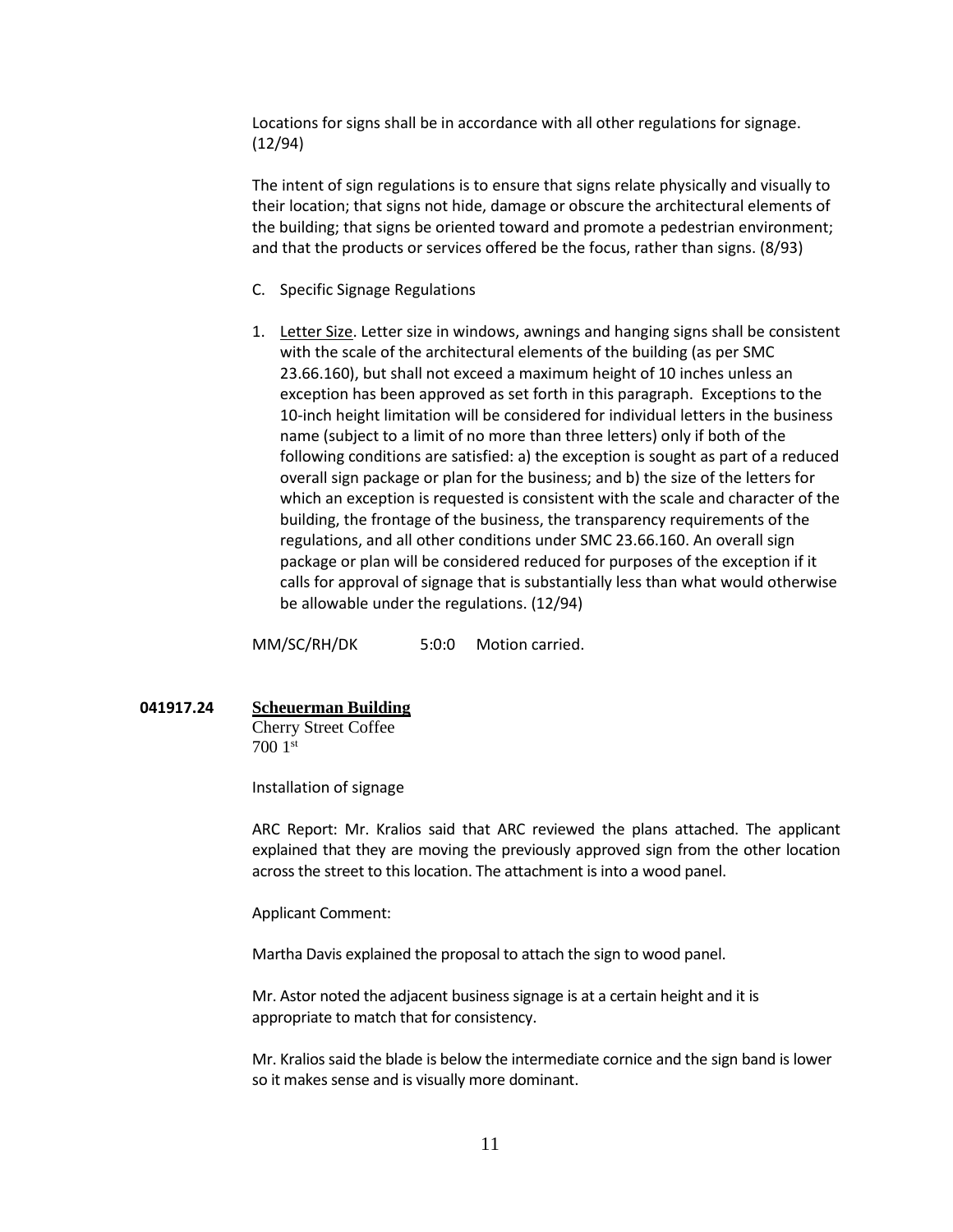Locations for signs shall be in accordance with all other regulations for signage. (12/94)

The intent of sign regulations is to ensure that signs relate physically and visually to their location; that signs not hide, damage or obscure the architectural elements of the building; that signs be oriented toward and promote a pedestrian environment; and that the products or services offered be the focus, rather than signs. (8/93)

C. Specific Signage Regulations

1. Letter Size. Letter size in windows, awnings and hanging signs shall be consistent with the scale of the architectural elements of the building (as per SMC 23.66.160), but shall not exceed a maximum height of 10 inches unless an exception has been approved as set forth in this paragraph. Exceptions to the 10-inch height limitation will be considered for individual letters in the business name (subject to a limit of no more than three letters) only if both of the following conditions are satisfied: a) the exception is sought as part of a reduced overall sign package or plan for the business; and b) the size of the letters for which an exception is requested is consistent with the scale and character of the building, the frontage of the business, the transparency requirements of the regulations, and all other conditions under SMC 23.66.160. An overall sign package or plan will be considered reduced for purposes of the exception if it calls for approval of signage that is substantially less than what would otherwise be allowable under the regulations. (12/94)

MM/SC/RH/DK 5:0:0 Motion carried.

**041917.24 Scheuerman Building**
Cherry Street Coffee
700 1st

Installation of signage

ARC Report: Mr. Kralios said that ARC reviewed the plans attached. The applicant explained that they are moving the previously approved sign from the other location across the street to this location. The attachment is into a wood panel.

Applicant Comment:

Martha Davis explained the proposal to attach the sign to wood panel.

Mr. Astor noted the adjacent business signage is at a certain height and it is appropriate to match that for consistency.

Mr. Kralios said the blade is below the intermediate cornice and the sign band is lower so it makes sense and is visually more dominant.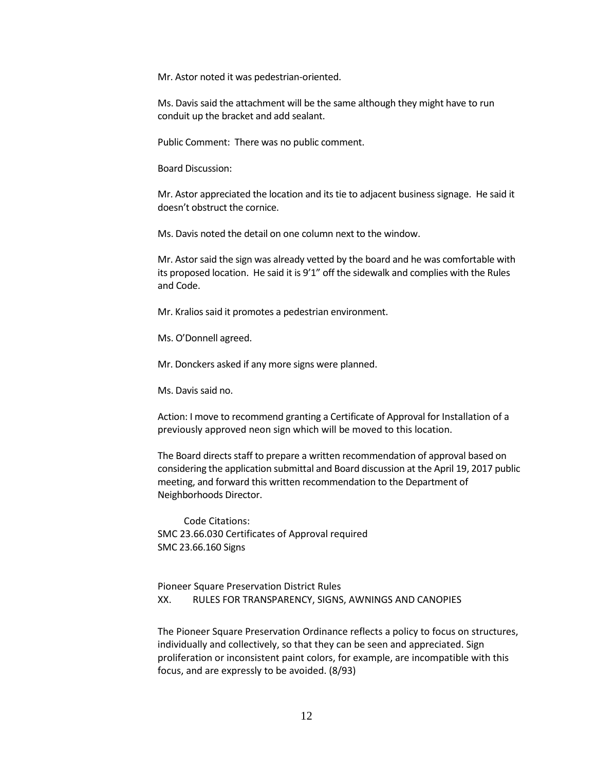Mr. Astor noted it was pedestrian-oriented.

Ms. Davis said the attachment will be the same although they might have to run conduit up the bracket and add sealant.

Public Comment: There was no public comment.

Board Discussion:

Mr. Astor appreciated the location and its tie to adjacent business signage. He said it doesn't obstruct the cornice.

Ms. Davis noted the detail on one column next to the window.

Mr. Astor said the sign was already vetted by the board and he was comfortable with its proposed location. He said it is 9'1" off the sidewalk and complies with the Rules and Code.

Mr. Kralios said it promotes a pedestrian environment.

Ms. O'Donnell agreed.

Mr. Donckers asked if any more signs were planned.

Ms. Davis said no.

Action: I move to recommend granting a Certificate of Approval for Installation of a previously approved neon sign which will be moved to this location.

The Board directs staff to prepare a written recommendation of approval based on considering the application submittal and Board discussion at the April 19, 2017 public meeting, and forward this written recommendation to the Department of Neighborhoods Director.

Code Citations:
SMC 23.66.030 Certificates of Approval required
SMC 23.66.160 Signs

Pioneer Square Preservation District Rules
XX. RULES FOR TRANSPARENCY, SIGNS, AWNINGS AND CANOPIES

The Pioneer Square Preservation Ordinance reflects a policy to focus on structures, individually and collectively, so that they can be seen and appreciated. Sign proliferation or inconsistent paint colors, for example, are incompatible with this focus, and are expressly to be avoided. (8/93)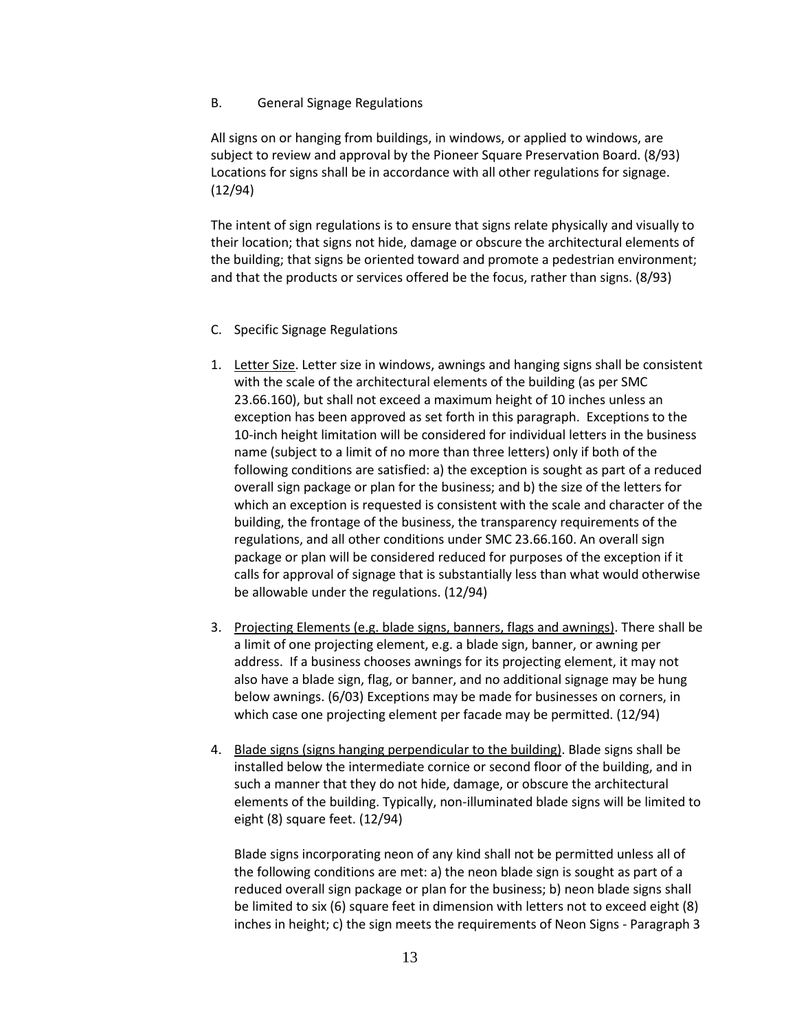B. General Signage Regulations

All signs on or hanging from buildings, in windows, or applied to windows, are subject to review and approval by the Pioneer Square Preservation Board. (8/93) Locations for signs shall be in accordance with all other regulations for signage. (12/94)

The intent of sign regulations is to ensure that signs relate physically and visually to their location; that signs not hide, damage or obscure the architectural elements of the building; that signs be oriented toward and promote a pedestrian environment; and that the products or services offered be the focus, rather than signs. (8/93)

C. Specific Signage Regulations

1. Letter Size. Letter size in windows, awnings and hanging signs shall be consistent with the scale of the architectural elements of the building (as per SMC 23.66.160), but shall not exceed a maximum height of 10 inches unless an exception has been approved as set forth in this paragraph. Exceptions to the 10-inch height limitation will be considered for individual letters in the business name (subject to a limit of no more than three letters) only if both of the following conditions are satisfied: a) the exception is sought as part of a reduced overall sign package or plan for the business; and b) the size of the letters for which an exception is requested is consistent with the scale and character of the building, the frontage of the business, the transparency requirements of the regulations, and all other conditions under SMC 23.66.160. An overall sign package or plan will be considered reduced for purposes of the exception if it calls for approval of signage that is substantially less than what would otherwise be allowable under the regulations. (12/94)

3. Projecting Elements (e.g. blade signs, banners, flags and awnings). There shall be a limit of one projecting element, e.g. a blade sign, banner, or awning per address. If a business chooses awnings for its projecting element, it may not also have a blade sign, flag, or banner, and no additional signage may be hung below awnings. (6/03) Exceptions may be made for businesses on corners, in which case one projecting element per facade may be permitted. (12/94)

4. Blade signs (signs hanging perpendicular to the building). Blade signs shall be installed below the intermediate cornice or second floor of the building, and in such a manner that they do not hide, damage, or obscure the architectural elements of the building. Typically, non-illuminated blade signs will be limited to eight (8) square feet. (12/94)

   Blade signs incorporating neon of any kind shall not be permitted unless all of the following conditions are met: a) the neon blade sign is sought as part of a reduced overall sign package or plan for the business; b) neon blade signs shall be limited to six (6) square feet in dimension with letters not to exceed eight (8) inches in height; c) the sign meets the requirements of Neon Signs - Paragraph 3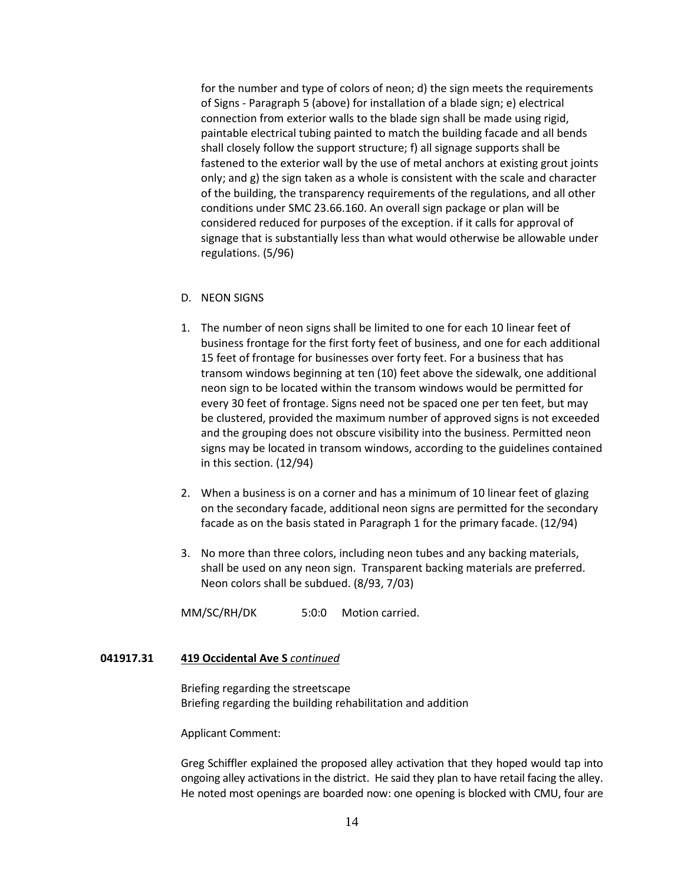for the number and type of colors of neon; d) the sign meets the requirements of Signs - Paragraph 5 (above) for installation of a blade sign; e) electrical connection from exterior walls to the blade sign shall be made using rigid, paintable electrical tubing painted to match the building facade and all bends shall closely follow the support structure; f) all signage supports shall be fastened to the exterior wall by the use of metal anchors at existing grout joints only; and g) the sign taken as a whole is consistent with the scale and character of the building, the transparency requirements of the regulations, and all other conditions under SMC 23.66.160. An overall sign package or plan will be considered reduced for purposes of the exception. if it calls for approval of signage that is substantially less than what would otherwise be allowable under regulations. (5/96)

D. NEON SIGNS

1. The number of neon signs shall be limited to one for each 10 linear feet of business frontage for the first forty feet of business, and one for each additional 15 feet of frontage for businesses over forty feet. For a business that has transom windows beginning at ten (10) feet above the sidewalk, one additional neon sign to be located within the transom windows would be permitted for every 30 feet of frontage. Signs need not be spaced one per ten feet, but may be clustered, provided the maximum number of approved signs is not exceeded and the grouping does not obscure visibility into the business. Permitted neon signs may be located in transom windows, according to the guidelines contained in this section. (12/94)

2. When a business is on a corner and has a minimum of 10 linear feet of glazing on the secondary facade, additional neon signs are permitted for the secondary facade as on the basis stated in Paragraph 1 for the primary facade. (12/94)

3. No more than three colors, including neon tubes and any backing materials, shall be used on any neon sign. Transparent backing materials are preferred. Neon colors shall be subdued. (8/93, 7/03)

MM/SC/RH/DK 5:0:0 Motion carried.

**041917.31** **419 Occidental Ave S** ***continued***

Briefing regarding the streetscape
Briefing regarding the building rehabilitation and addition

Applicant Comment:

Greg Schiffler explained the proposed alley activation that they hoped would tap into ongoing alley activations in the district. He said they plan to have retail facing the alley. He noted most openings are boarded now: one opening is blocked with CMU, four are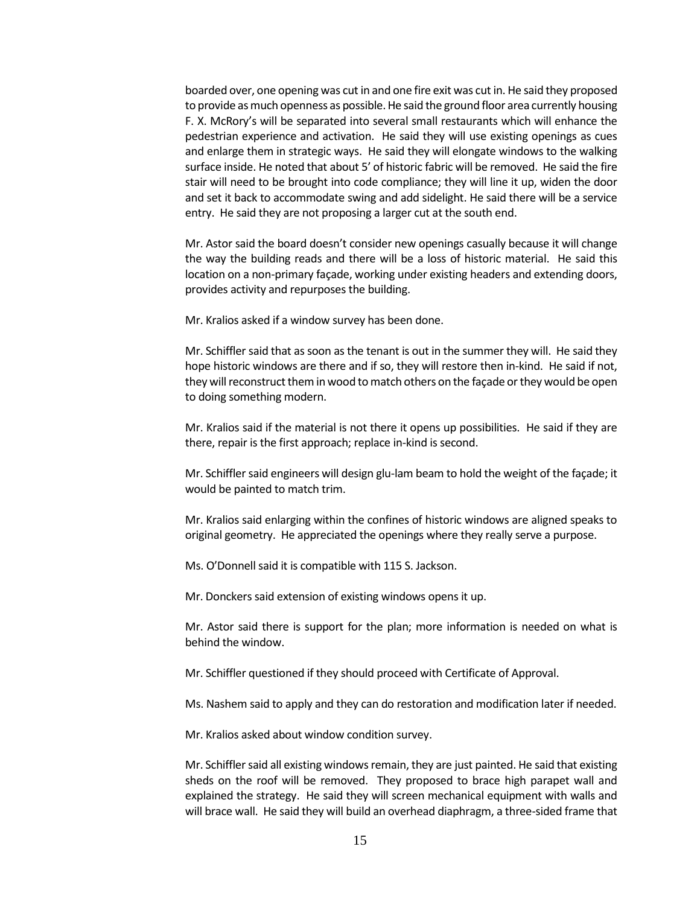boarded over, one opening was cut in and one fire exit was cut in. He said they proposed to provide as much openness as possible. He said the ground floor area currently housing F. X. McRory's will be separated into several small restaurants which will enhance the pedestrian experience and activation. He said they will use existing openings as cues and enlarge them in strategic ways. He said they will elongate windows to the walking surface inside. He noted that about 5' of historic fabric will be removed. He said the fire stair will need to be brought into code compliance; they will line it up, widen the door and set it back to accommodate swing and add sidelight. He said there will be a service entry. He said they are not proposing a larger cut at the south end.

Mr. Astor said the board doesn't consider new openings casually because it will change the way the building reads and there will be a loss of historic material. He said this location on a non-primary façade, working under existing headers and extending doors, provides activity and repurposes the building.

Mr. Kralios asked if a window survey has been done.

Mr. Schiffler said that as soon as the tenant is out in the summer they will. He said they hope historic windows are there and if so, they will restore then in-kind. He said if not, they will reconstruct them in wood to match others on the façade or they would be open to doing something modern.

Mr. Kralios said if the material is not there it opens up possibilities. He said if they are there, repair is the first approach; replace in-kind is second.

Mr. Schiffler said engineers will design glu-lam beam to hold the weight of the façade; it would be painted to match trim.

Mr. Kralios said enlarging within the confines of historic windows are aligned speaks to original geometry. He appreciated the openings where they really serve a purpose.

Ms. O'Donnell said it is compatible with 115 S. Jackson.

Mr. Donckers said extension of existing windows opens it up.

Mr. Astor said there is support for the plan; more information is needed on what is behind the window.

Mr. Schiffler questioned if they should proceed with Certificate of Approval.

Ms. Nashem said to apply and they can do restoration and modification later if needed.

Mr. Kralios asked about window condition survey.

Mr. Schiffler said all existing windows remain, they are just painted. He said that existing sheds on the roof will be removed. They proposed to brace high parapet wall and explained the strategy. He said they will screen mechanical equipment with walls and will brace wall. He said they will build an overhead diaphragm, a three-sided frame that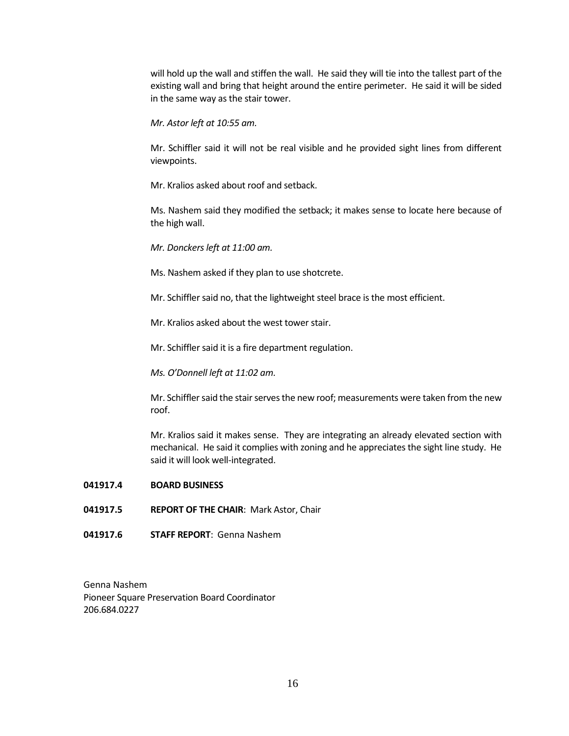will hold up the wall and stiffen the wall. He said they will tie into the tallest part of the existing wall and bring that height around the entire perimeter. He said it will be sided in the same way as the stair tower.

*Mr. Astor left at 10:55 am.*

Mr. Schiffler said it will not be real visible and he provided sight lines from different viewpoints.

Mr. Kralios asked about roof and setback.

Ms. Nashem said they modified the setback; it makes sense to locate here because of the high wall.

*Mr. Donckers left at 11:00 am.*

Ms. Nashem asked if they plan to use shotcrete.

Mr. Schiffler said no, that the lightweight steel brace is the most efficient.

Mr. Kralios asked about the west tower stair.

Mr. Schiffler said it is a fire department regulation.

*Ms. O'Donnell left at 11:02 am.*

Mr. Schiffler said the stair serves the new roof; measurements were taken from the new roof.

Mr. Kralios said it makes sense. They are integrating an already elevated section with mechanical. He said it complies with zoning and he appreciates the sight line study. He said it will look well-integrated.

**041917.4 BOARD BUSINESS**

**041917.5 REPORT OF THE CHAIR**: Mark Astor, Chair

**041917.6 STAFF REPORT**: Genna Nashem

Genna Nashem
Pioneer Square Preservation Board Coordinator
206.684.0227